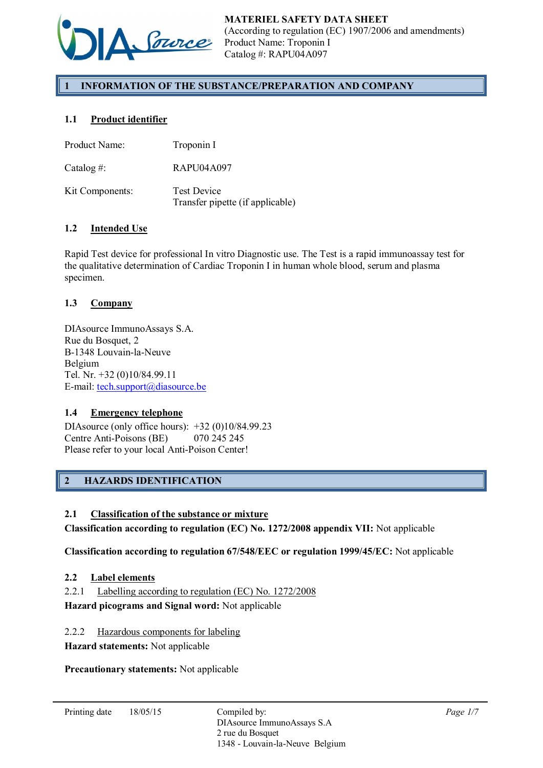**MATERIEL SAFETY DATA SHEET**
(According to regulation (EC) 1907/2006 and amendments)
Product Name: Troponin I
Catalog #: RAPU04A097

# 1 INFORMATION OF THE SUBSTANCE/PREPARATION AND COMPANY

## 1.1 Product identifier

| | |
|---|---|
| Product Name: | Troponin I |
| Catalog #: | RAPU04A097 |
| Kit Components: | Test Device<br>Transfer pipette (if applicable) |

## 1.2 Intended Use

Rapid Test device for professional In vitro Diagnostic use. The Test is a rapid immunoassay test for the qualitative determination of Cardiac Troponin I in human whole blood, serum and plasma specimen.

## 1.3 Company

DIAsource ImmunoAssays S.A.
Rue du Bosquet, 2
B-1348 Louvain-la-Neuve
Belgium
Tel. Nr. +32 (0)10/84.99.11
E-mail: tech.support@diasource.be

## 1.4 Emergency telephone

DIAsource (only office hours): +32 (0)10/84.99.23
Centre Anti-Poisons (BE) 070 245 245
Please refer to your local Anti-Poison Center!

# 2 HAZARDS IDENTIFICATION

## 2.1 Classification of the substance or mixture

**Classification according to regulation (EC) No. 1272/2008 appendix VII:** Not applicable

**Classification according to regulation 67/548/EEC or regulation 1999/45/EC:** Not applicable

## 2.2 Label elements

2.2.1 Labelling according to regulation (EC) No. 1272/2008

**Hazard picograms and Signal word:** Not applicable

2.2.2 Hazardous components for labeling

**Hazard statements:** Not applicable

**Precautionary statements:** Not applicable

Printing date 18/05/15

Compiled by:
DIAsource ImmunoAssays S.A
2 rue du Bosquet
1348 - Louvain-la-Neuve Belgium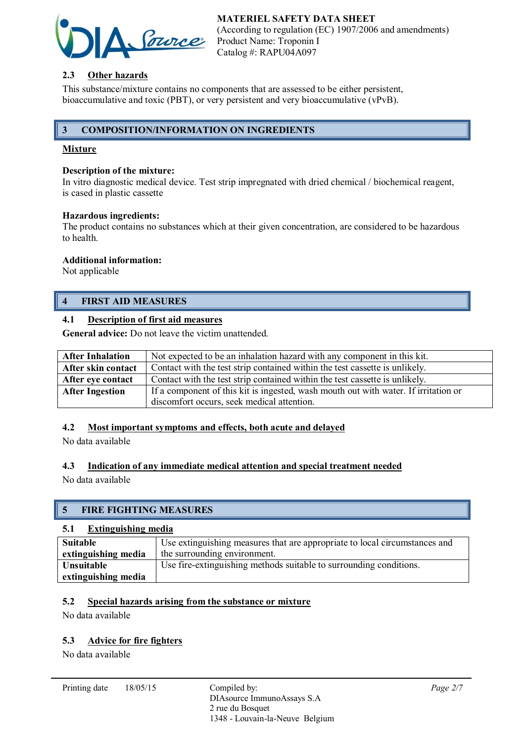### 2.3 Other hazards

This substance/mixture contains no components that are assessed to be either persistent, bioaccumulative and toxic (PBT), or very persistent and very bioaccumulative (vPvB).

## 3 COMPOSITION/INFORMATION ON INGREDIENTS

**Mixture**

**Description of the mixture:**
In vitro diagnostic medical device. Test strip impregnated with dried chemical / biochemical reagent, is cased in plastic cassette

**Hazardous ingredients:**
The product contains no substances which at their given concentration, are considered to be hazardous to health.

**Additional information:**
Not applicable

## 4 FIRST AID MEASURES

### 4.1 Description of first aid measures

**General advice:** Do not leave the victim unattended.

| | |
|---|---|
| **After Inhalation** | Not expected to be an inhalation hazard with any component in this kit. |
| **After skin contact** | Contact with the test strip contained within the test cassette is unlikely. |
| **After eye contact** | Contact with the test strip contained within the test cassette is unlikely. |
| **After Ingestion** | If a component of this kit is ingested, wash mouth out with water. If irritation or discomfort occurs, seek medical attention. |

### 4.2 Most important symptoms and effects, both acute and delayed

No data available

### 4.3 Indication of any immediate medical attention and special treatment needed

No data available

## 5 FIRE FIGHTING MEASURES

### 5.1 Extinguishing media

| | |
|---|---|
| **Suitable extinguishing media** | Use extinguishing measures that are appropriate to local circumstances and the surrounding environment. |
| **Unsuitable extinguishing media** | Use fire-extinguishing methods suitable to surrounding conditions. |

### 5.2 Special hazards arising from the substance or mixture

No data available

### 5.3 Advice for fire fighters

No data available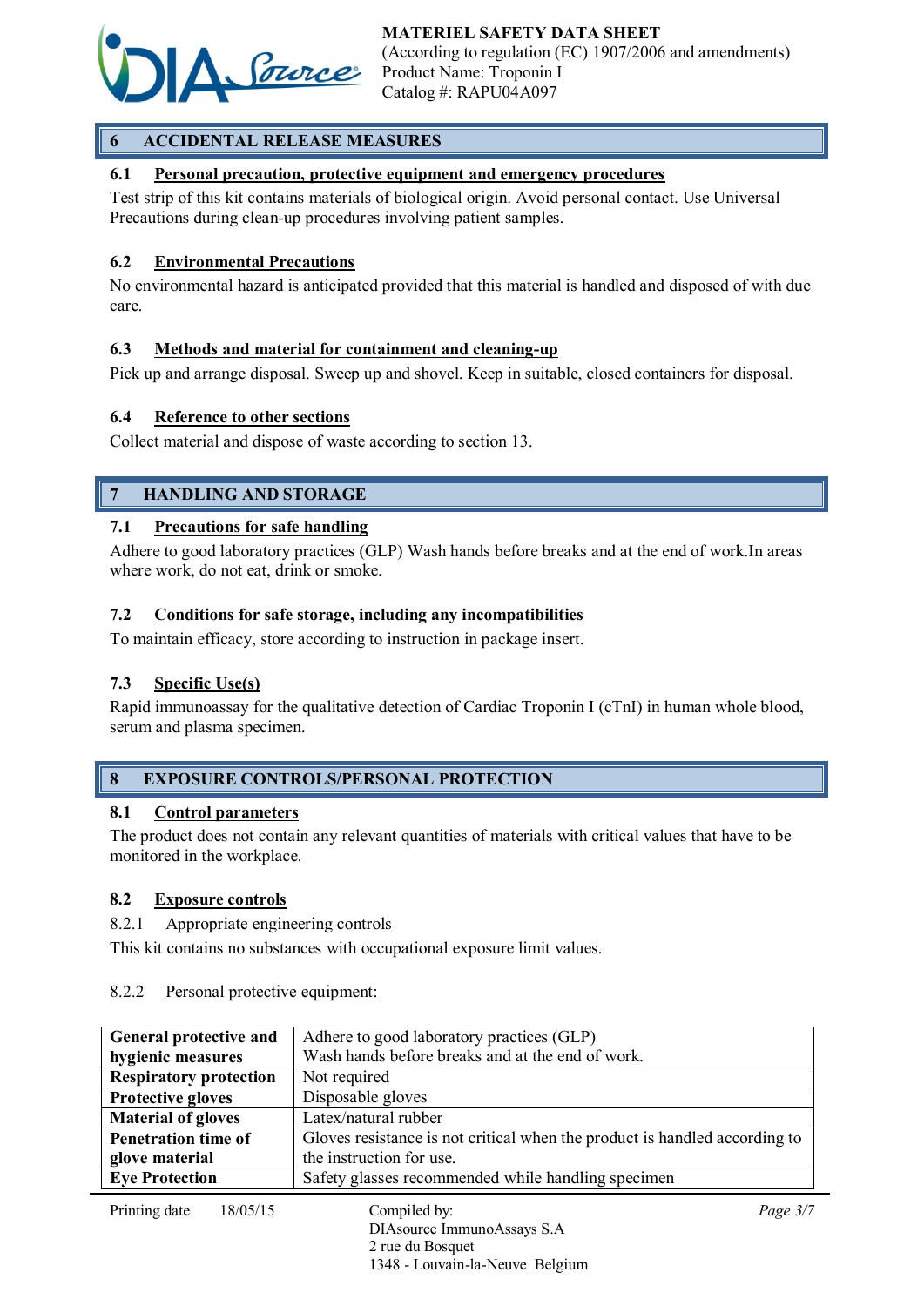## 6 ACCIDENTAL RELEASE MEASURES

### 6.1 Personal precaution, protective equipment and emergency procedures

Test strip of this kit contains materials of biological origin. Avoid personal contact. Use Universal Precautions during clean-up procedures involving patient samples.

### 6.2 Environmental Precautions

No environmental hazard is anticipated provided that this material is handled and disposed of with due care.

### 6.3 Methods and material for containment and cleaning-up

Pick up and arrange disposal. Sweep up and shovel. Keep in suitable, closed containers for disposal.

### 6.4 Reference to other sections

Collect material and dispose of waste according to section 13.

## 7 HANDLING AND STORAGE

### 7.1 Precautions for safe handling

Adhere to good laboratory practices (GLP) Wash hands before breaks and at the end of work.In areas where work, do not eat, drink or smoke.

### 7.2 Conditions for safe storage, including any incompatibilities

To maintain efficacy, store according to instruction in package insert.

### 7.3 Specific Use(s)

Rapid immunoassay for the qualitative detection of Cardiac Troponin I (cTnI) in human whole blood, serum and plasma specimen.

## 8 EXPOSURE CONTROLS/PERSONAL PROTECTION

### 8.1 Control parameters

The product does not contain any relevant quantities of materials with critical values that have to be monitored in the workplace.

### 8.2 Exposure controls

8.2.1 Appropriate engineering controls

This kit contains no substances with occupational exposure limit values.

8.2.2 Personal protective equipment:

| | |
|---|---|
| **General protective and hygienic measures** | Adhere to good laboratory practices (GLP) Wash hands before breaks and at the end of work. |
| **Respiratory protection** | Not required |
| **Protective gloves** | Disposable gloves |
| **Material of gloves** | Latex/natural rubber |
| **Penetration time of glove material** | Gloves resistance is not critical when the product is handled according to the instruction for use. |
| **Eye Protection** | Safety glasses recommended while handling specimen |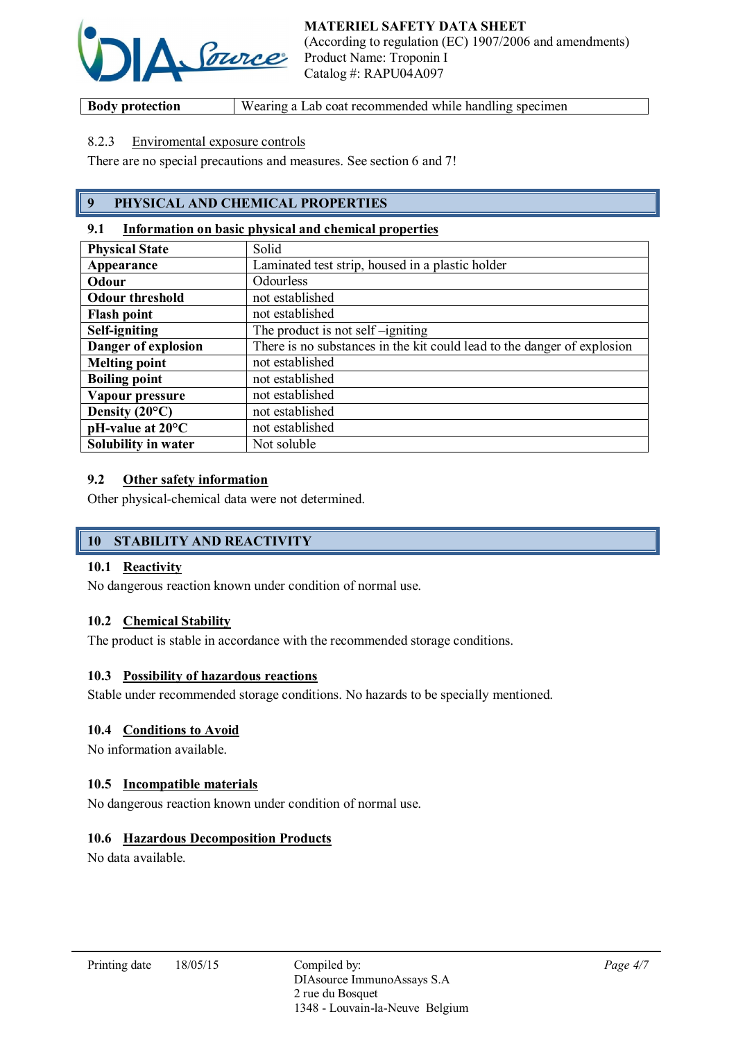| Body protection | Wearing a Lab coat recommended while handling specimen |
| --- | --- |

8.2.3 Enviromental exposure controls

There are no special precautions and measures. See section 6 and 7!

## 9 PHYSICAL AND CHEMICAL PROPERTIES

### 9.1 Information on basic physical and chemical properties

| Physical State | Solid |
| --- | --- |
| Appearance | Laminated test strip, housed in a plastic holder |
| Odour | Odourless |
| Odour threshold | not established |
| Flash point | not established |
| Self-igniting | The product is not self –igniting |
| Danger of explosion | There is no substances in the kit could lead to the danger of explosion |
| Melting point | not established |
| Boiling point | not established |
| Vapour pressure | not established |
| Density (20°C) | not established |
| pH-value at 20°C | not established |
| Solubility in water | Not soluble |

### 9.2 Other safety information

Other physical-chemical data were not determined.

## 10 STABILITY AND REACTIVITY

### 10.1 Reactivity

No dangerous reaction known under condition of normal use.

### 10.2 Chemical Stability

The product is stable in accordance with the recommended storage conditions.

### 10.3 Possibility of hazardous reactions

Stable under recommended storage conditions. No hazards to be specially mentioned.

### 10.4 Conditions to Avoid

No information available.

### 10.5 Incompatible materials

No dangerous reaction known under condition of normal use.

### 10.6 Hazardous Decomposition Products

No data available.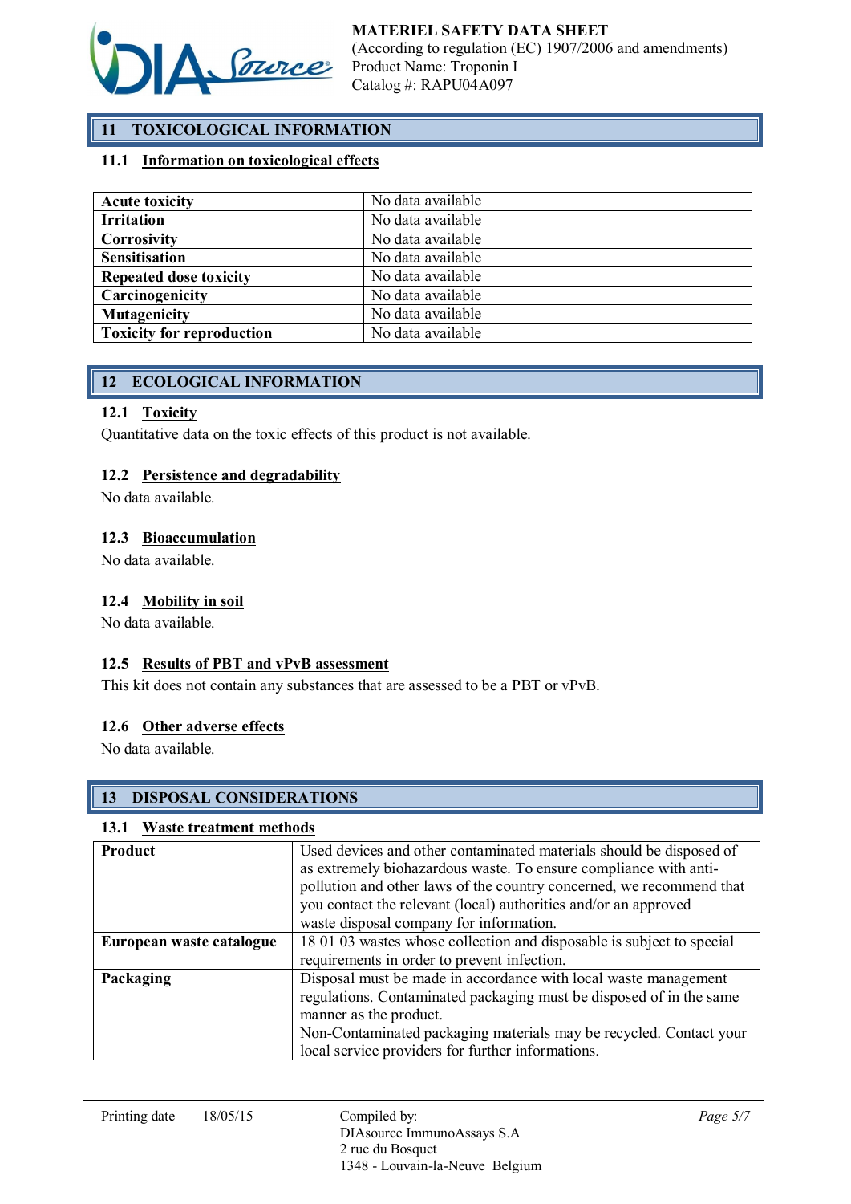## 11 TOXICOLOGICAL INFORMATION

### 11.1 Information on toxicological effects

| | |
|---|---|
| **Acute toxicity** | No data available |
| **Irritation** | No data available |
| **Corrosivity** | No data available |
| **Sensitisation** | No data available |
| **Repeated dose toxicity** | No data available |
| **Carcinogenicity** | No data available |
| **Mutagenicity** | No data available |
| **Toxicity for reproduction** | No data available |

## 12 ECOLOGICAL INFORMATION

### 12.1 Toxicity

Quantitative data on the toxic effects of this product is not available.

### 12.2 Persistence and degradability

No data available.

### 12.3 Bioaccumulation

No data available.

### 12.4 Mobility in soil

No data available.

### 12.5 Results of PBT and vPvB assessment

This kit does not contain any substances that are assessed to be a PBT or vPvB.

### 12.6 Other adverse effects

No data available.

## 13 DISPOSAL CONSIDERATIONS

### 13.1 Waste treatment methods

| | |
|---|---|
| **Product** | Used devices and other contaminated materials should be disposed of as extremely biohazardous waste. To ensure compliance with anti-pollution and other laws of the country concerned, we recommend that you contact the relevant (local) authorities and/or an approved waste disposal company for information. |
| **European waste catalogue** | 18 01 03 wastes whose collection and disposable is subject to special requirements in order to prevent infection. |
| **Packaging** | Disposal must be made in accordance with local waste management regulations. Contaminated packaging must be disposed of in the same manner as the product.<br>Non-Contaminated packaging materials may be recycled. Contact your local service providers for further informations. |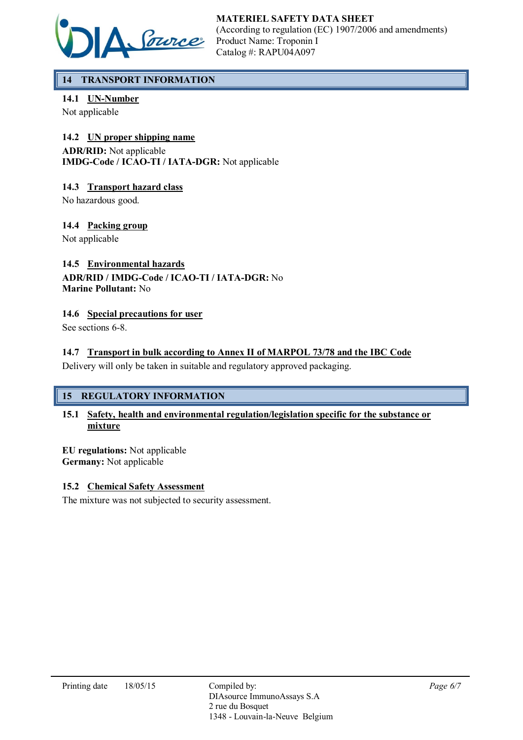## 14 TRANSPORT INFORMATION

### 14.1 UN-Number

Not applicable

### 14.2 UN proper shipping name

**ADR/RID:** Not applicable
**IMDG-Code / ICAO-TI / IATA-DGR:** Not applicable

### 14.3 Transport hazard class

No hazardous good.

### 14.4 Packing group

Not applicable

### 14.5 Environmental hazards

**ADR/RID / IMDG-Code / ICAO-TI / IATA-DGR:** No
**Marine Pollutant:** No

### 14.6 Special precautions for user

See sections 6-8.

### 14.7 Transport in bulk according to Annex II of MARPOL 73/78 and the IBC Code

Delivery will only be taken in suitable and regulatory approved packaging.

## 15 REGULATORY INFORMATION

### 15.1 Safety, health and environmental regulation/legislation specific for the substance or mixture

**EU regulations:** Not applicable
**Germany:** Not applicable

### 15.2 Chemical Safety Assessment

The mixture was not subjected to security assessment.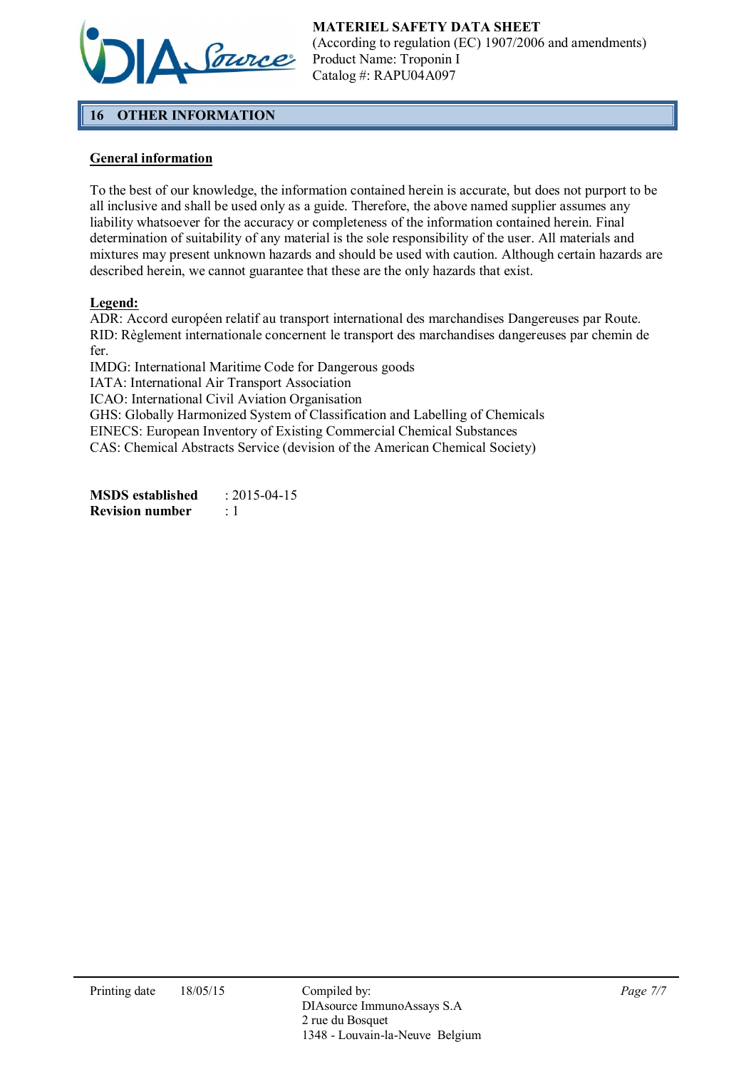## 16 OTHER INFORMATION

**General information**

To the best of our knowledge, the information contained herein is accurate, but does not purport to be all inclusive and shall be used only as a guide. Therefore, the above named supplier assumes any liability whatsoever for the accuracy or completeness of the information contained herein. Final determination of suitability of any material is the sole responsibility of the user. All materials and mixtures may present unknown hazards and should be used with caution. Although certain hazards are described herein, we cannot guarantee that these are the only hazards that exist.

**Legend:**

ADR: Accord européen relatif au transport international des marchandises Dangereuses par Route.
RID: Règlement internationale concernent le transport des marchandises dangereuses par chemin de fer.
IMDG: International Maritime Code for Dangerous goods
IATA: International Air Transport Association
ICAO: International Civil Aviation Organisation
GHS: Globally Harmonized System of Classification and Labelling of Chemicals
EINECS: European Inventory of Existing Commercial Chemical Substances
CAS: Chemical Abstracts Service (devision of the American Chemical Society)

**MSDS established** : 2015-04-15
**Revision number** : 1

Printing date 18/05/15

Compiled by:
DIAsource ImmunoAssays S.A
2 rue du Bosquet
1348 - Louvain-la-Neuve Belgium